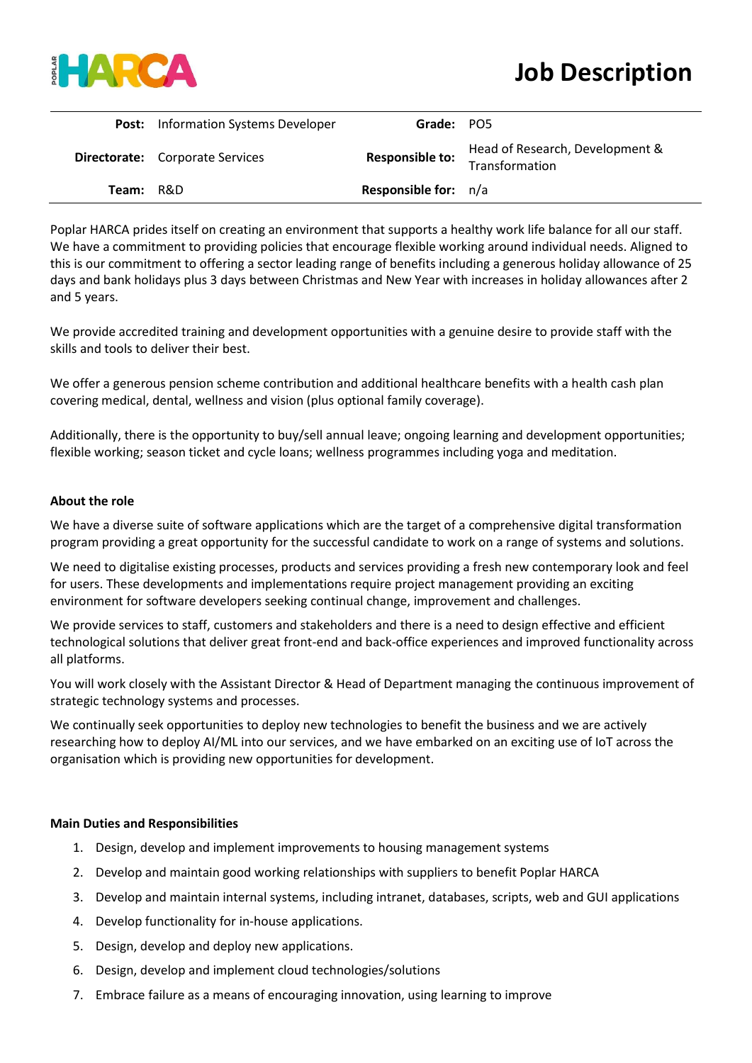# Job Description

| Post: | Information Systems Developer | Grade: | PO5 |
|---|---|---|---|
| Directorate: | Corporate Services | Responsible to: | Head of Research, Development & Transformation |
| Team: | R&D | Responsible for: | n/a |

Poplar HARCA prides itself on creating an environment that supports a healthy work life balance for all our staff. We have a commitment to providing policies that encourage flexible working around individual needs. Aligned to this is our commitment to offering a sector leading range of benefits including a generous holiday allowance of 25 days and bank holidays plus 3 days between Christmas and New Year with increases in holiday allowances after 2 and 5 years.

We provide accredited training and development opportunities with a genuine desire to provide staff with the skills and tools to deliver their best.

We offer a generous pension scheme contribution and additional healthcare benefits with a health cash plan covering medical, dental, wellness and vision (plus optional family coverage).

Additionally, there is the opportunity to buy/sell annual leave; ongoing learning and development opportunities; flexible working; season ticket and cycle loans; wellness programmes including yoga and meditation.

**About the role**

We have a diverse suite of software applications which are the target of a comprehensive digital transformation program providing a great opportunity for the successful candidate to work on a range of systems and solutions.

We need to digitalise existing processes, products and services providing a fresh new contemporary look and feel for users. These developments and implementations require project management providing an exciting environment for software developers seeking continual change, improvement and challenges.

We provide services to staff, customers and stakeholders and there is a need to design effective and efficient technological solutions that deliver great front-end and back-office experiences and improved functionality across all platforms.

You will work closely with the Assistant Director & Head of Department managing the continuous improvement of strategic technology systems and processes.

We continually seek opportunities to deploy new technologies to benefit the business and we are actively researching how to deploy AI/ML into our services, and we have embarked on an exciting use of IoT across the organisation which is providing new opportunities for development.

**Main Duties and Responsibilities**

1. Design, develop and implement improvements to housing management systems
2. Develop and maintain good working relationships with suppliers to benefit Poplar HARCA
3. Develop and maintain internal systems, including intranet, databases, scripts, web and GUI applications
4. Develop functionality for in-house applications.
5. Design, develop and deploy new applications.
6. Design, develop and implement cloud technologies/solutions
7. Embrace failure as a means of encouraging innovation, using learning to improve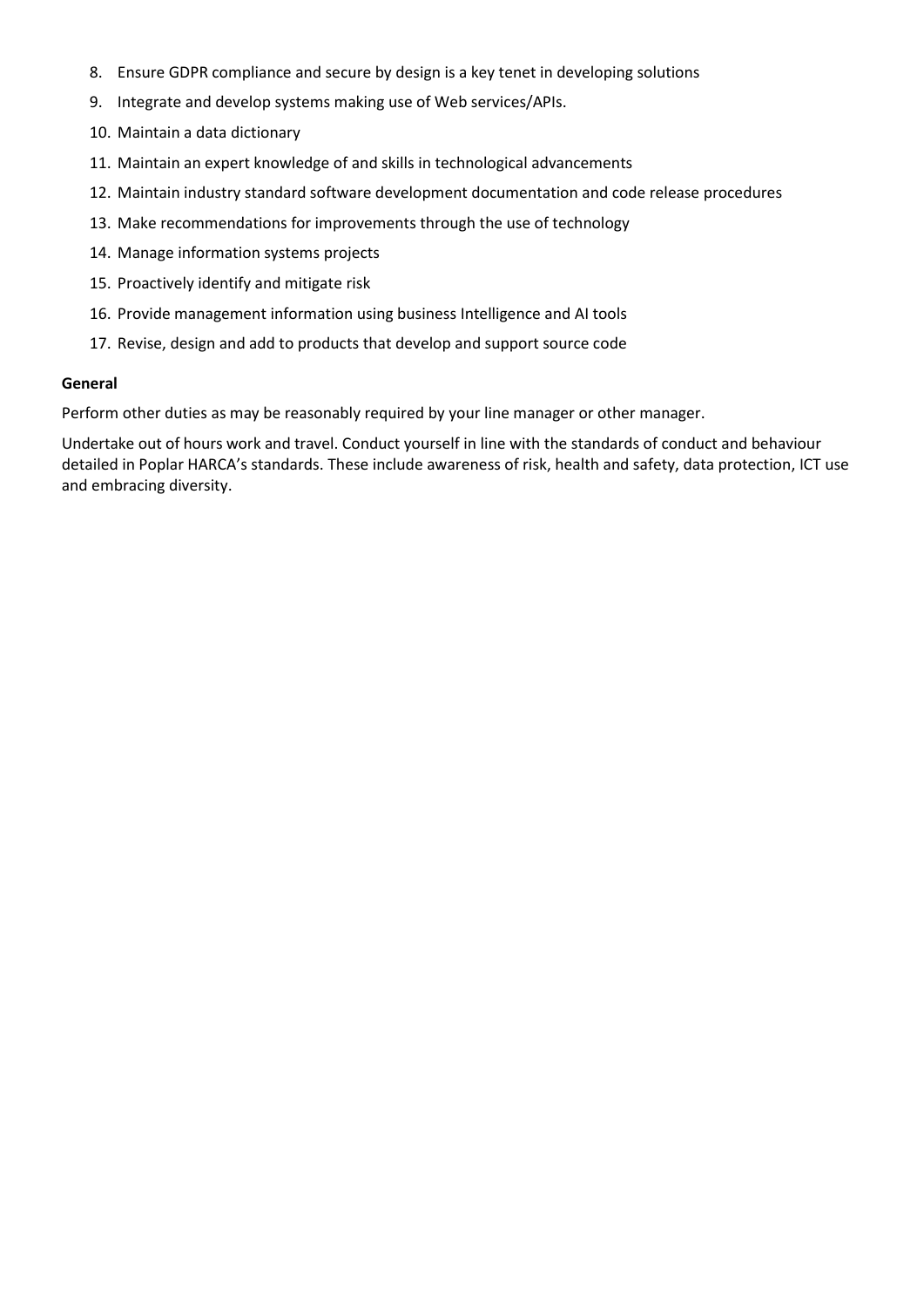8. Ensure GDPR compliance and secure by design is a key tenet in developing solutions
9. Integrate and develop systems making use of Web services/APIs.
10. Maintain a data dictionary
11. Maintain an expert knowledge of and skills in technological advancements
12. Maintain industry standard software development documentation and code release procedures
13. Make recommendations for improvements through the use of technology
14. Manage information systems projects
15. Proactively identify and mitigate risk
16. Provide management information using business Intelligence and AI tools
17. Revise, design and add to products that develop and support source code

**General**

Perform other duties as may be reasonably required by your line manager or other manager.

Undertake out of hours work and travel. Conduct yourself in line with the standards of conduct and behaviour detailed in Poplar HARCA's standards. These include awareness of risk, health and safety, data protection, ICT use and embracing diversity.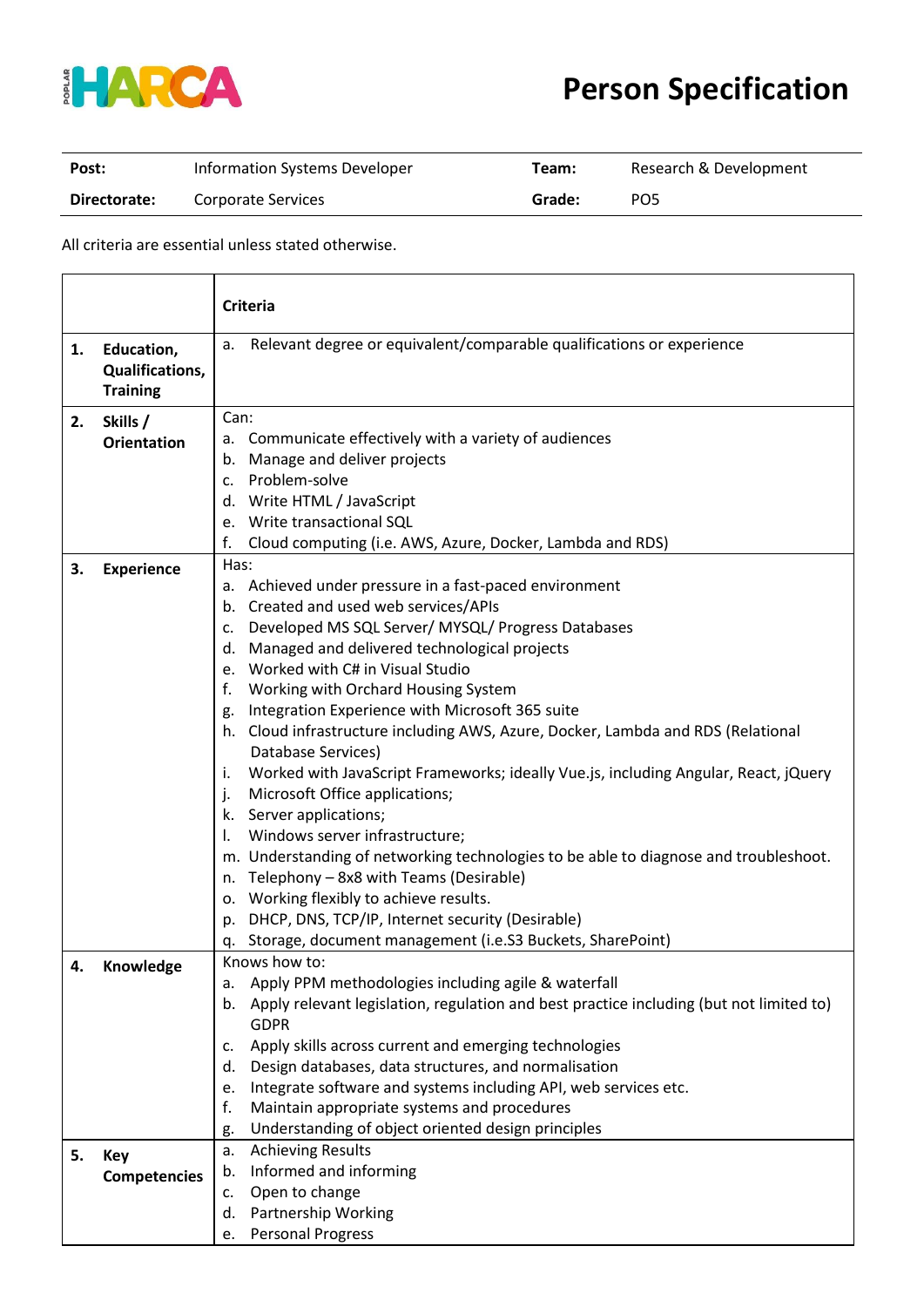# Person Specification

| **Post:** | Information Systems Developer | **Team:** | Research & Development |
|---|---|---|---|
| **Directorate:** | Corporate Services | **Grade:** | PO5 |

All criteria are essential unless stated otherwise.

| | **Criteria** |
|---|---|
| **1. Education, Qualifications, Training** | a. Relevant degree or equivalent/comparable qualifications or experience |
| **2. Skills / Orientation** | Can:<br>a. Communicate effectively with a variety of audiences<br>b. Manage and deliver projects<br>c. Problem-solve<br>d. Write HTML / JavaScript<br>e. Write transactional SQL<br>f. Cloud computing (i.e. AWS, Azure, Docker, Lambda and RDS) |
| **3. Experience** | Has:<br>a. Achieved under pressure in a fast-paced environment<br>b. Created and used web services/APIs<br>c. Developed MS SQL Server/ MYSQL/ Progress Databases<br>d. Managed and delivered technological projects<br>e. Worked with C# in Visual Studio<br>f. Working with Orchard Housing System<br>g. Integration Experience with Microsoft 365 suite<br>h. Cloud infrastructure including AWS, Azure, Docker, Lambda and RDS (Relational Database Services)<br>i. Worked with JavaScript Frameworks; ideally Vue.js, including Angular, React, jQuery<br>j. Microsoft Office applications;<br>k. Server applications;<br>l. Windows server infrastructure;<br>m. Understanding of networking technologies to be able to diagnose and troubleshoot.<br>n. Telephony – 8x8 with Teams (Desirable)<br>o. Working flexibly to achieve results.<br>p. DHCP, DNS, TCP/IP, Internet security (Desirable)<br>q. Storage, document management (i.e.S3 Buckets, SharePoint) |
| **4. Knowledge** | Knows how to:<br>a. Apply PPM methodologies including agile & waterfall<br>b. Apply relevant legislation, regulation and best practice including (but not limited to) GDPR<br>c. Apply skills across current and emerging technologies<br>d. Design databases, data structures, and normalisation<br>e. Integrate software and systems including API, web services etc.<br>f. Maintain appropriate systems and procedures<br>g. Understanding of object oriented design principles |
| **5. Key Competencies** | a. Achieving Results<br>b. Informed and informing<br>c. Open to change<br>d. Partnership Working<br>e. Personal Progress |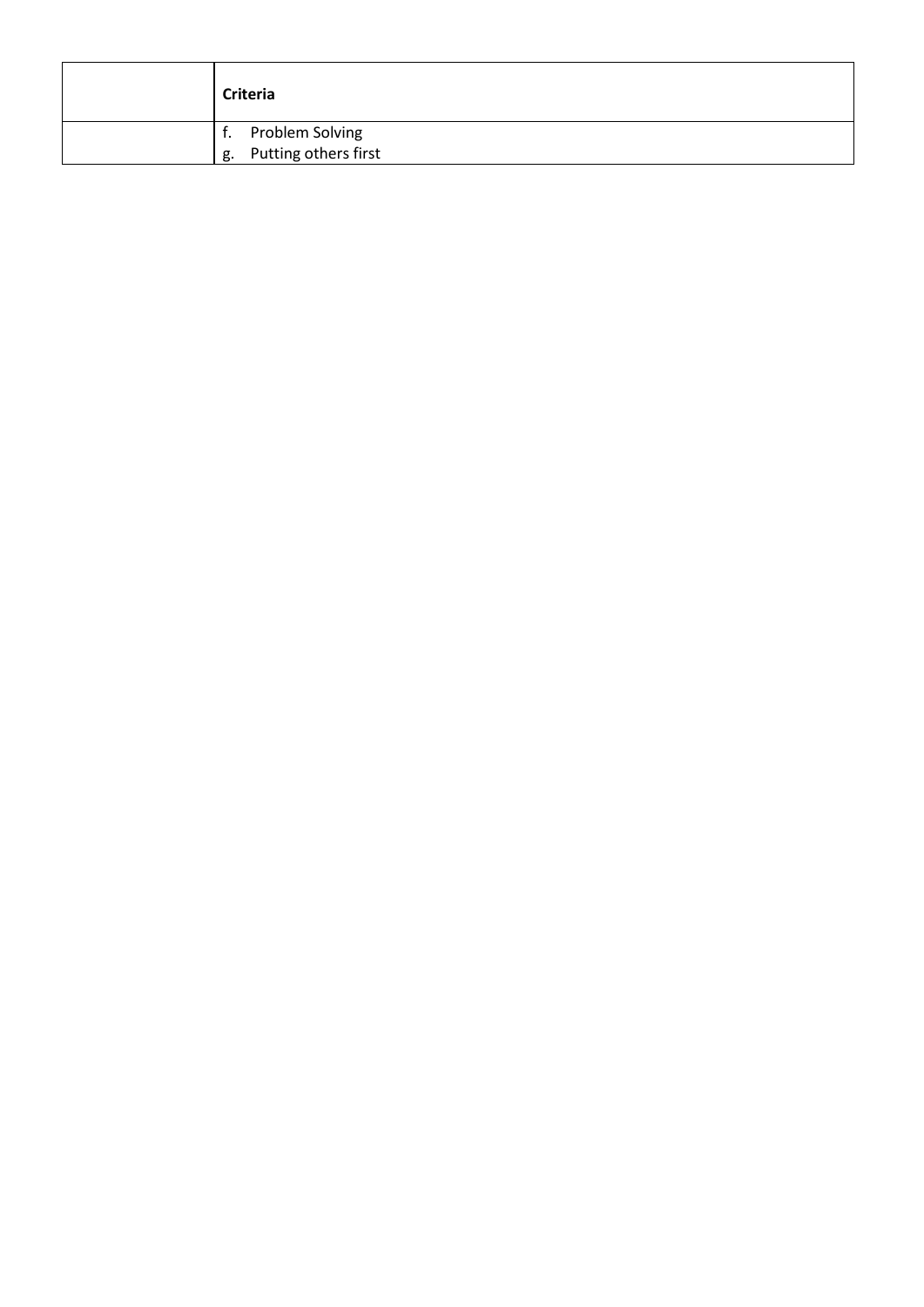| | **Criteria** |
| --- | --- |
| | f. Problem Solving<br>g. Putting others first |